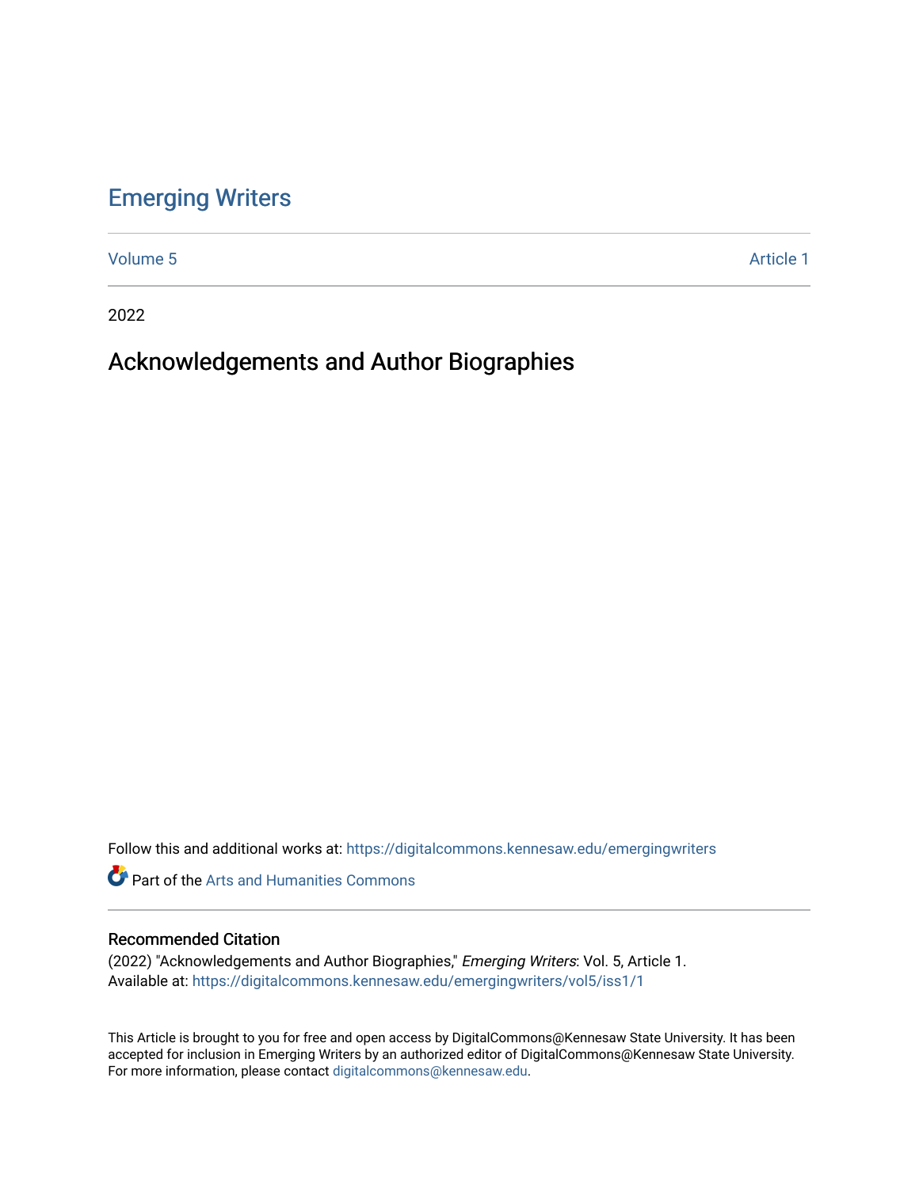# Emerging Writers

Volume 5 Article 1

2022

## Acknowledgements and Author Biographies

Follow this and additional works at: https://digitalcommons.kennesaw.edu/emergingwriters

Part of the Arts and Humanities Commons

### Recommended Citation

(2022) "Acknowledgements and Author Biographies," *Emerging Writers*: Vol. 5, Article 1.
Available at: https://digitalcommons.kennesaw.edu/emergingwriters/vol5/iss1/1

This Article is brought to you for free and open access by DigitalCommons@Kennesaw State University. It has been accepted for inclusion in Emerging Writers by an authorized editor of DigitalCommons@Kennesaw State University. For more information, please contact digitalcommons@kennesaw.edu.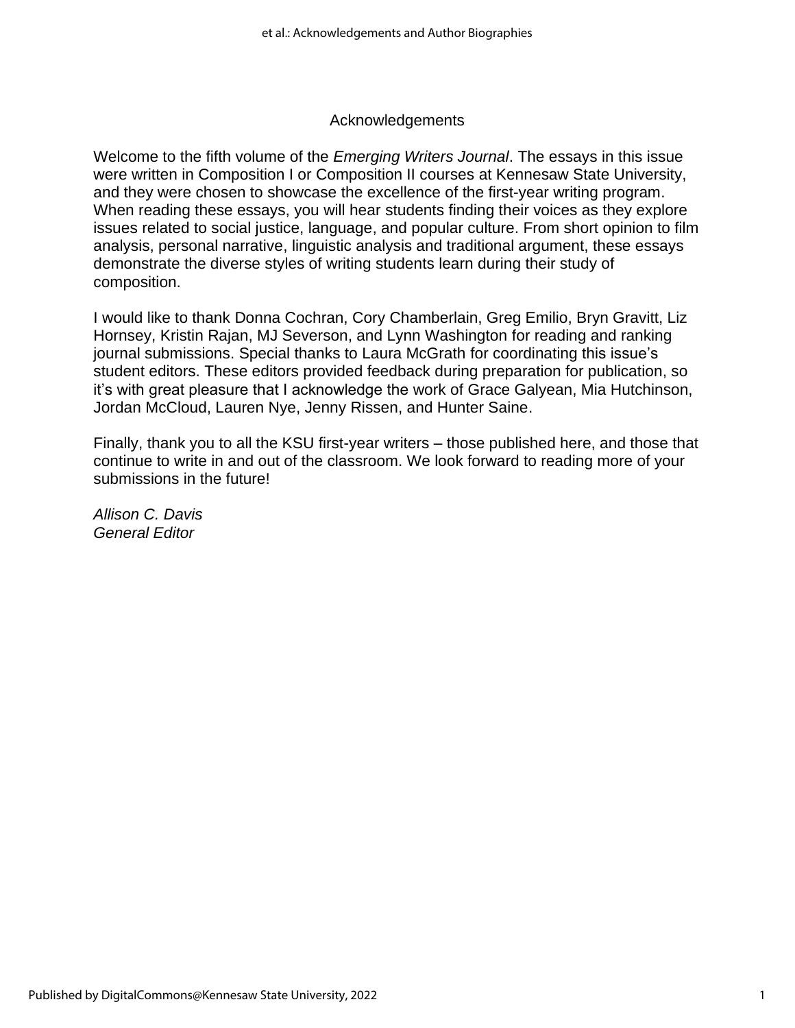# Acknowledgements

Welcome to the fifth volume of the *Emerging Writers Journal*. The essays in this issue were written in Composition I or Composition II courses at Kennesaw State University, and they were chosen to showcase the excellence of the first-year writing program. When reading these essays, you will hear students finding their voices as they explore issues related to social justice, language, and popular culture. From short opinion to film analysis, personal narrative, linguistic analysis and traditional argument, these essays demonstrate the diverse styles of writing students learn during their study of composition.

I would like to thank Donna Cochran, Cory Chamberlain, Greg Emilio, Bryn Gravitt, Liz Hornsey, Kristin Rajan, MJ Severson, and Lynn Washington for reading and ranking journal submissions. Special thanks to Laura McGrath for coordinating this issue's student editors. These editors provided feedback during preparation for publication, so it's with great pleasure that I acknowledge the work of Grace Galyean, Mia Hutchinson, Jordan McCloud, Lauren Nye, Jenny Rissen, and Hunter Saine.

Finally, thank you to all the KSU first-year writers – those published here, and those that continue to write in and out of the classroom. We look forward to reading more of your submissions in the future!

*Allison C. Davis*
*General Editor*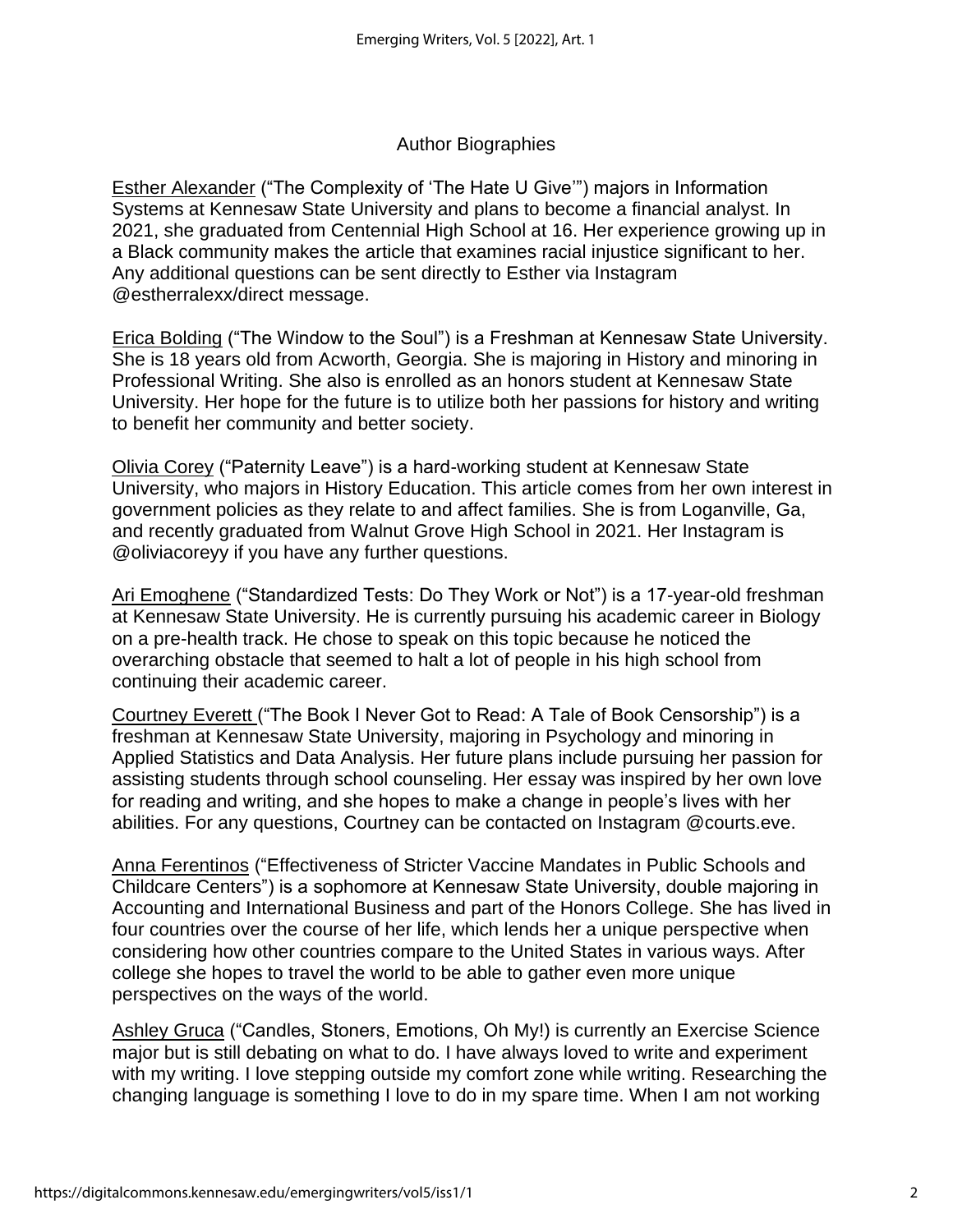## Author Biographies

Esther Alexander ("The Complexity of 'The Hate U Give'") majors in Information Systems at Kennesaw State University and plans to become a financial analyst. In 2021, she graduated from Centennial High School at 16. Her experience growing up in a Black community makes the article that examines racial injustice significant to her. Any additional questions can be sent directly to Esther via Instagram @estherralexx/direct message.

Erica Bolding ("The Window to the Soul") is a Freshman at Kennesaw State University. She is 18 years old from Acworth, Georgia. She is majoring in History and minoring in Professional Writing. She also is enrolled as an honors student at Kennesaw State University. Her hope for the future is to utilize both her passions for history and writing to benefit her community and better society.

Olivia Corey ("Paternity Leave") is a hard-working student at Kennesaw State University, who majors in History Education. This article comes from her own interest in government policies as they relate to and affect families. She is from Loganville, Ga, and recently graduated from Walnut Grove High School in 2021. Her Instagram is @oliviacoreyy if you have any further questions.

Ari Emoghene ("Standardized Tests: Do They Work or Not") is a 17-year-old freshman at Kennesaw State University. He is currently pursuing his academic career in Biology on a pre-health track. He chose to speak on this topic because he noticed the overarching obstacle that seemed to halt a lot of people in his high school from continuing their academic career.

Courtney Everett ("The Book I Never Got to Read: A Tale of Book Censorship") is a freshman at Kennesaw State University, majoring in Psychology and minoring in Applied Statistics and Data Analysis. Her future plans include pursuing her passion for assisting students through school counseling. Her essay was inspired by her own love for reading and writing, and she hopes to make a change in people's lives with her abilities. For any questions, Courtney can be contacted on Instagram @courts.eve.

Anna Ferentinos ("Effectiveness of Stricter Vaccine Mandates in Public Schools and Childcare Centers") is a sophomore at Kennesaw State University, double majoring in Accounting and International Business and part of the Honors College. She has lived in four countries over the course of her life, which lends her a unique perspective when considering how other countries compare to the United States in various ways. After college she hopes to travel the world to be able to gather even more unique perspectives on the ways of the world.

Ashley Gruca ("Candles, Stoners, Emotions, Oh My!) is currently an Exercise Science major but is still debating on what to do. I have always loved to write and experiment with my writing. I love stepping outside my comfort zone while writing. Researching the changing language is something I love to do in my spare time. When I am not working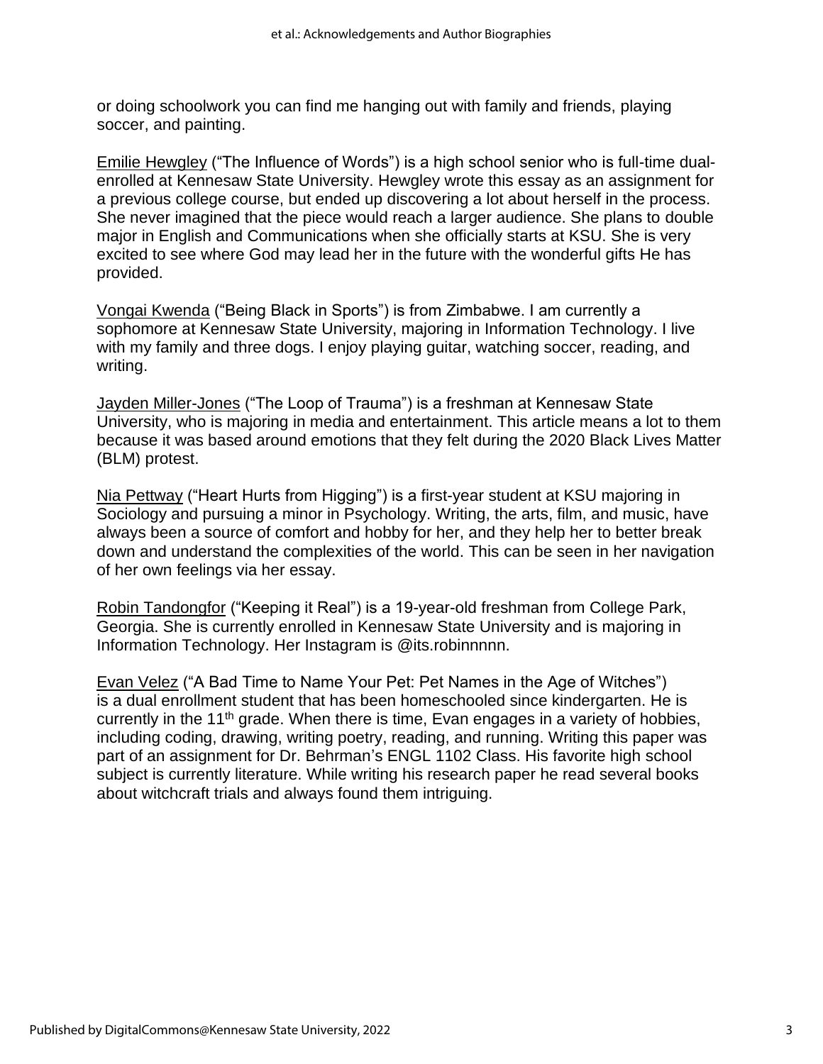or doing schoolwork you can find me hanging out with family and friends, playing soccer, and painting.

Emilie Hewgley ("The Influence of Words") is a high school senior who is full-time dual-enrolled at Kennesaw State University. Hewgley wrote this essay as an assignment for a previous college course, but ended up discovering a lot about herself in the process. She never imagined that the piece would reach a larger audience. She plans to double major in English and Communications when she officially starts at KSU. She is very excited to see where God may lead her in the future with the wonderful gifts He has provided.

Vongai Kwenda ("Being Black in Sports") is from Zimbabwe. I am currently a sophomore at Kennesaw State University, majoring in Information Technology. I live with my family and three dogs. I enjoy playing guitar, watching soccer, reading, and writing.

Jayden Miller-Jones ("The Loop of Trauma") is a freshman at Kennesaw State University, who is majoring in media and entertainment. This article means a lot to them because it was based around emotions that they felt during the 2020 Black Lives Matter (BLM) protest.

Nia Pettway ("Heart Hurts from Higging") is a first-year student at KSU majoring in Sociology and pursuing a minor in Psychology. Writing, the arts, film, and music, have always been a source of comfort and hobby for her, and they help her to better break down and understand the complexities of the world. This can be seen in her navigation of her own feelings via her essay.

Robin Tandongfor ("Keeping it Real") is a 19-year-old freshman from College Park, Georgia. She is currently enrolled in Kennesaw State University and is majoring in Information Technology. Her Instagram is @its.robinnnnn.

Evan Velez ("A Bad Time to Name Your Pet: Pet Names in the Age of Witches") is a dual enrollment student that has been homeschooled since kindergarten. He is currently in the 11th grade. When there is time, Evan engages in a variety of hobbies, including coding, drawing, writing poetry, reading, and running. Writing this paper was part of an assignment for Dr. Behrman's ENGL 1102 Class. His favorite high school subject is currently literature. While writing his research paper he read several books about witchcraft trials and always found them intriguing.